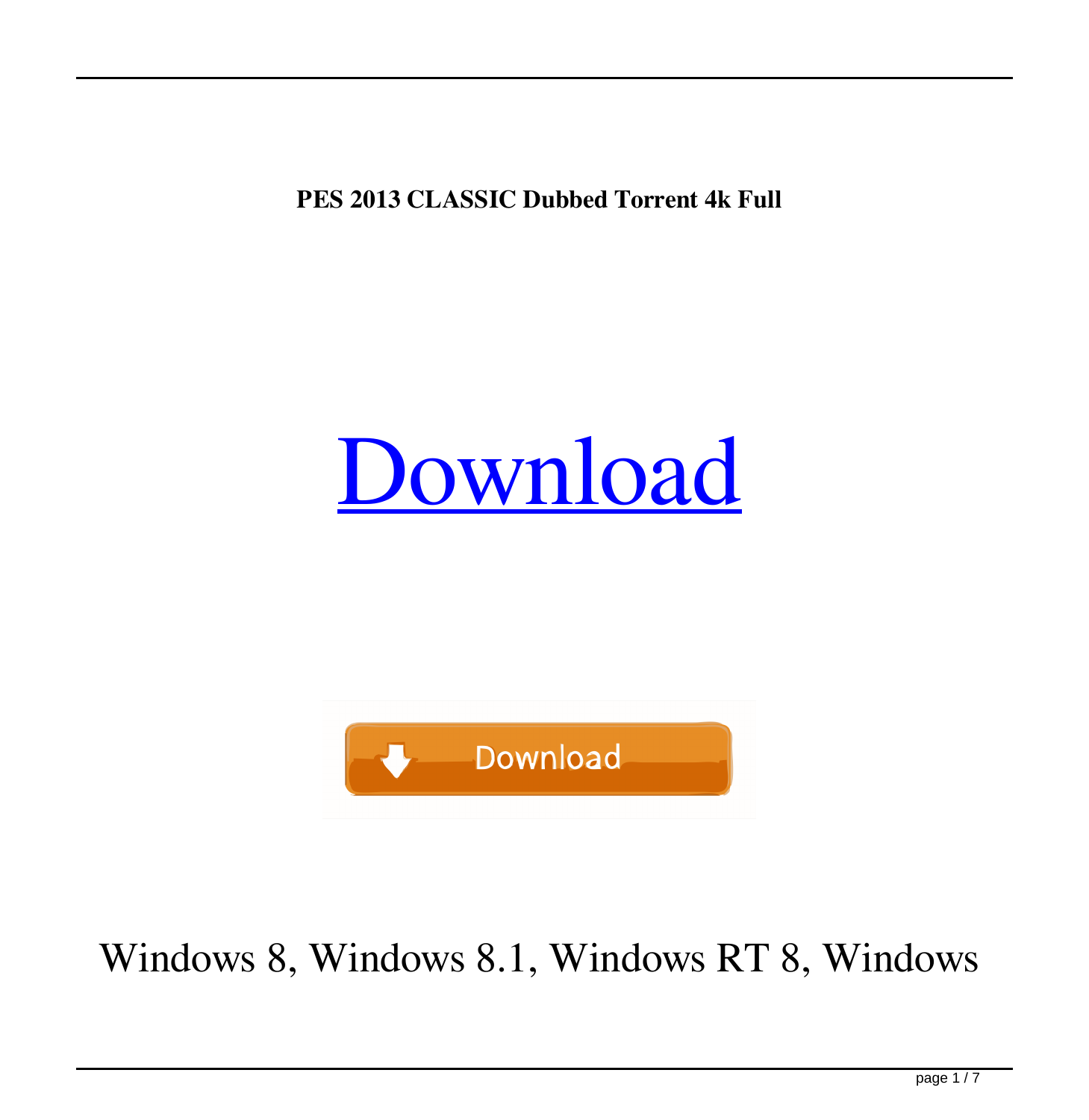**PES 2013 CLASSIC Dubbed Torrent 4k Full**

# Download

Download

Windows 8, Windows 8.1, Windows RT 8, Windows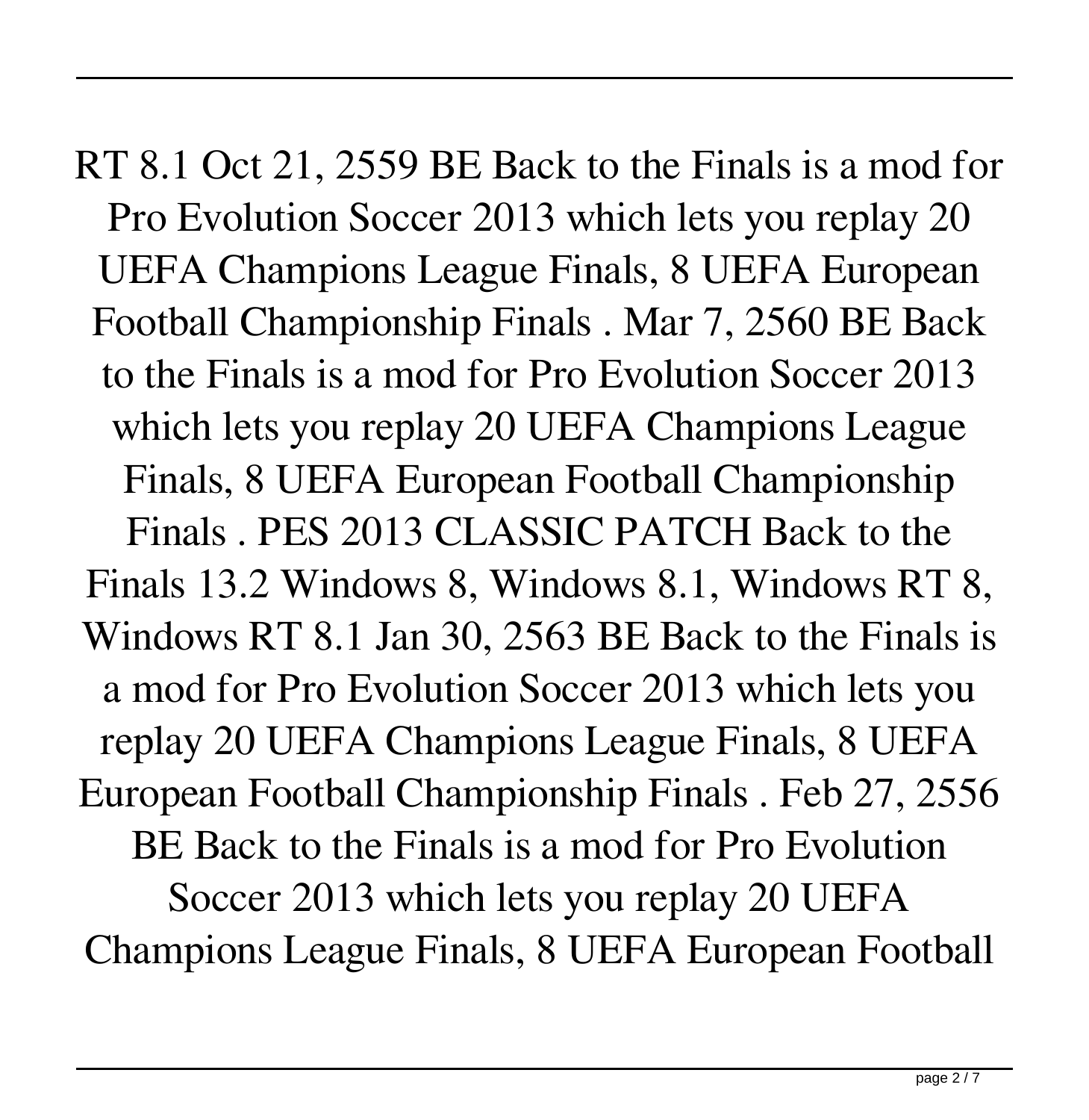RT 8.1 Oct 21, 2559 BE Back to the Finals is a mod for Pro Evolution Soccer 2013 which lets you replay 20 UEFA Champions League Finals, 8 UEFA European Football Championship Finals . Mar 7, 2560 BE Back to the Finals is a mod for Pro Evolution Soccer 2013 which lets you replay 20 UEFA Champions League Finals, 8 UEFA European Football Championship Finals . PES 2013 CLASSIC PATCH Back to the Finals 13.2 Windows 8, Windows 8.1, Windows RT 8, Windows RT 8.1 Jan 30, 2563 BE Back to the Finals is a mod for Pro Evolution Soccer 2013 which lets you replay 20 UEFA Champions League Finals, 8 UEFA European Football Championship Finals . Feb 27, 2556 BE Back to the Finals is a mod for Pro Evolution Soccer 2013 which lets you replay 20 UEFA Champions League Finals, 8 UEFA European Football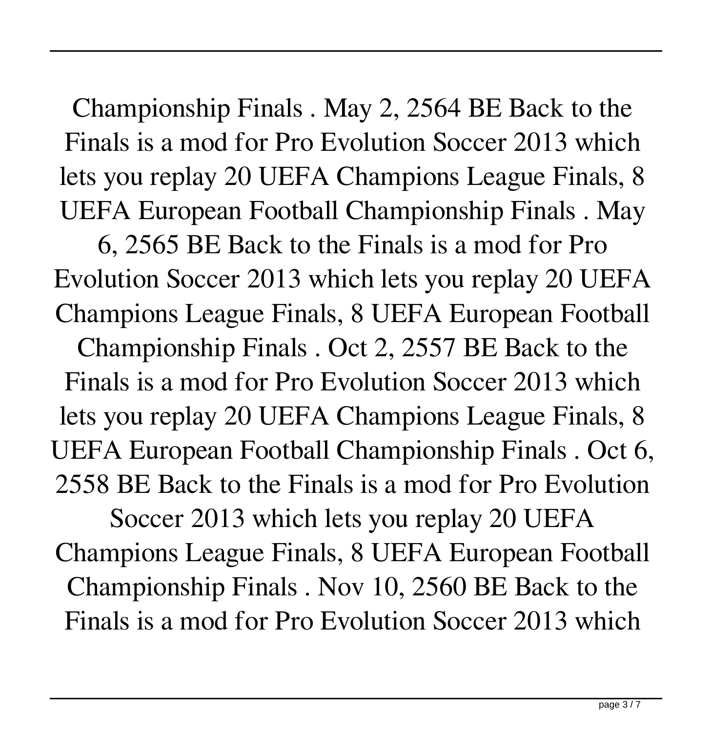Championship Finals . May 2, 2564 BE Back to the Finals is a mod for Pro Evolution Soccer 2013 which lets you replay 20 UEFA Champions League Finals, 8 UEFA European Football Championship Finals . May 6, 2565 BE Back to the Finals is a mod for Pro Evolution Soccer 2013 which lets you replay 20 UEFA Champions League Finals, 8 UEFA European Football Championship Finals . Oct 2, 2557 BE Back to the Finals is a mod for Pro Evolution Soccer 2013 which lets you replay 20 UEFA Champions League Finals, 8 UEFA European Football Championship Finals . Oct 6, 2558 BE Back to the Finals is a mod for Pro Evolution Soccer 2013 which lets you replay 20 UEFA Champions League Finals, 8 UEFA European Football Championship Finals . Nov 10, 2560 BE Back to the Finals is a mod for Pro Evolution Soccer 2013 which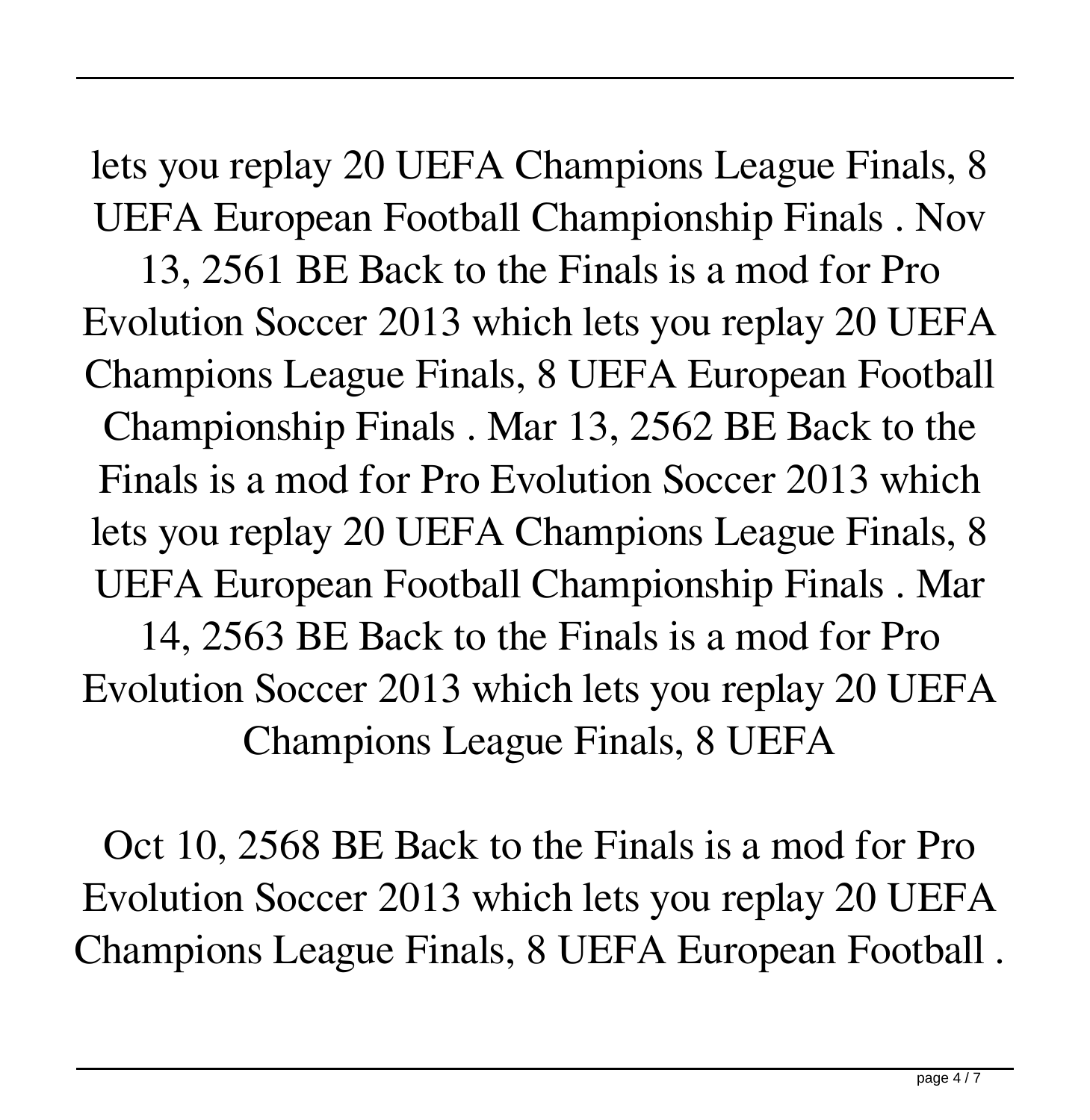lets you replay 20 UEFA Champions League Finals, 8 UEFA European Football Championship Finals . Nov 13, 2561 BE Back to the Finals is a mod for Pro Evolution Soccer 2013 which lets you replay 20 UEFA Champions League Finals, 8 UEFA European Football Championship Finals . Mar 13, 2562 BE Back to the Finals is a mod for Pro Evolution Soccer 2013 which lets you replay 20 UEFA Champions League Finals, 8 UEFA European Football Championship Finals . Mar 14, 2563 BE Back to the Finals is a mod for Pro Evolution Soccer 2013 which lets you replay 20 UEFA Champions League Finals, 8 UEFA

Oct 10, 2568 BE Back to the Finals is a mod for Pro Evolution Soccer 2013 which lets you replay 20 UEFA Champions League Finals, 8 UEFA European Football .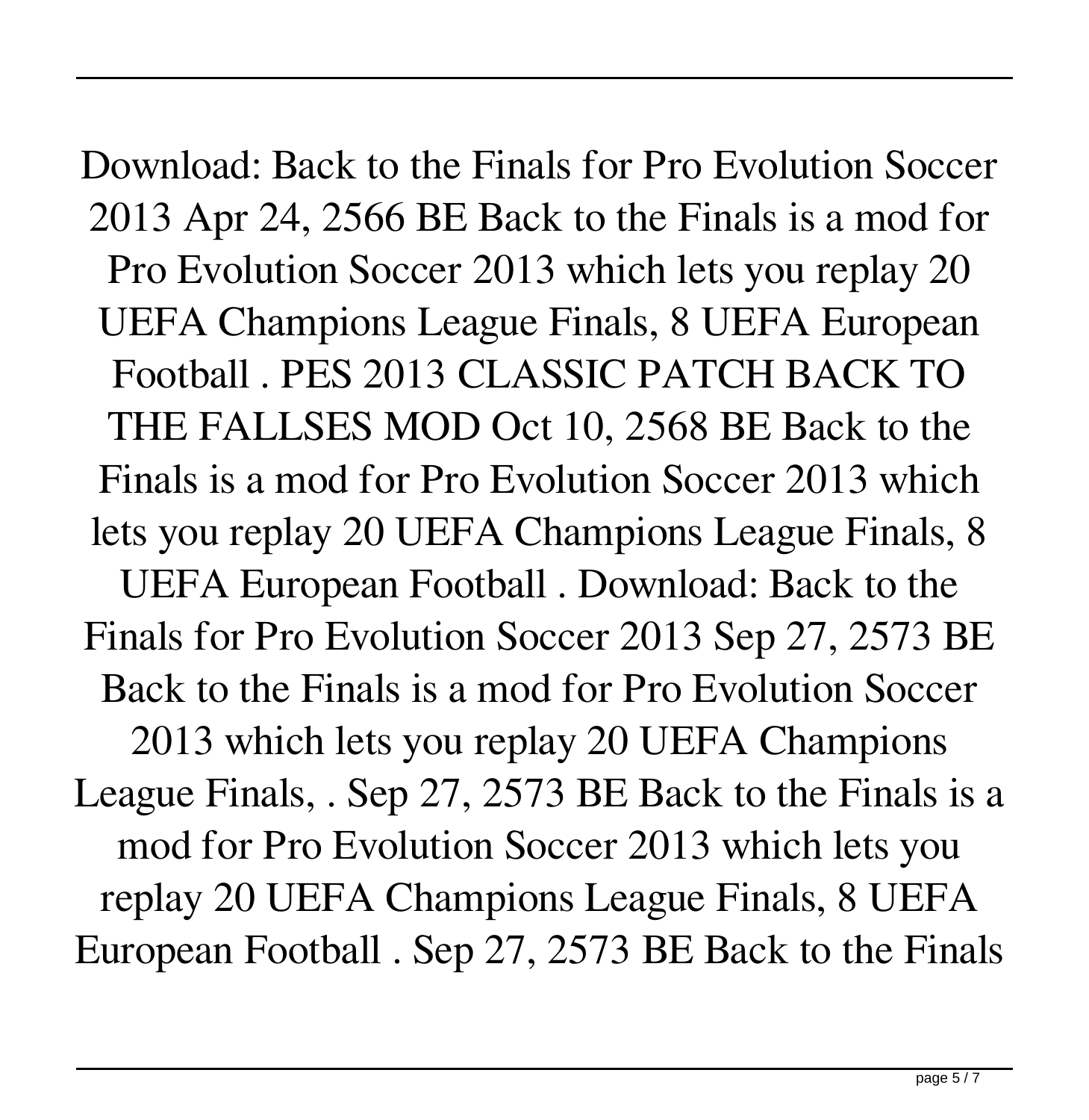Download: Back to the Finals for Pro Evolution Soccer 2013 Apr 24, 2566 BE Back to the Finals is a mod for Pro Evolution Soccer 2013 which lets you replay 20 UEFA Champions League Finals, 8 UEFA European Football . PES 2013 CLASSIC PATCH BACK TO THE FALLSES MOD Oct 10, 2568 BE Back to the Finals is a mod for Pro Evolution Soccer 2013 which lets you replay 20 UEFA Champions League Finals, 8 UEFA European Football . Download: Back to the Finals for Pro Evolution Soccer 2013 Sep 27, 2573 BE Back to the Finals is a mod for Pro Evolution Soccer 2013 which lets you replay 20 UEFA Champions League Finals, . Sep 27, 2573 BE Back to the Finals is a mod for Pro Evolution Soccer 2013 which lets you replay 20 UEFA Champions League Finals, 8 UEFA European Football . Sep 27, 2573 BE Back to the Finals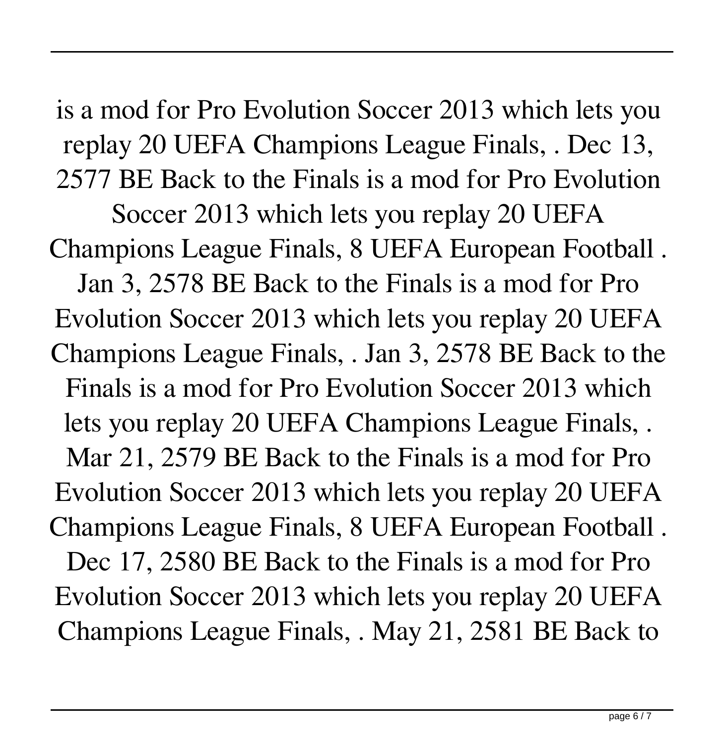is a mod for Pro Evolution Soccer 2013 which lets you replay 20 UEFA Champions League Finals, . Dec 13, 2577 BE Back to the Finals is a mod for Pro Evolution Soccer 2013 which lets you replay 20 UEFA Champions League Finals, 8 UEFA European Football . Jan 3, 2578 BE Back to the Finals is a mod for Pro Evolution Soccer 2013 which lets you replay 20 UEFA Champions League Finals, . Jan 3, 2578 BE Back to the Finals is a mod for Pro Evolution Soccer 2013 which lets you replay 20 UEFA Champions League Finals, . Mar 21, 2579 BE Back to the Finals is a mod for Pro Evolution Soccer 2013 which lets you replay 20 UEFA Champions League Finals, 8 UEFA European Football . Dec 17, 2580 BE Back to the Finals is a mod for Pro Evolution Soccer 2013 which lets you replay 20 UEFA Champions League Finals, . May 21, 2581 BE Back to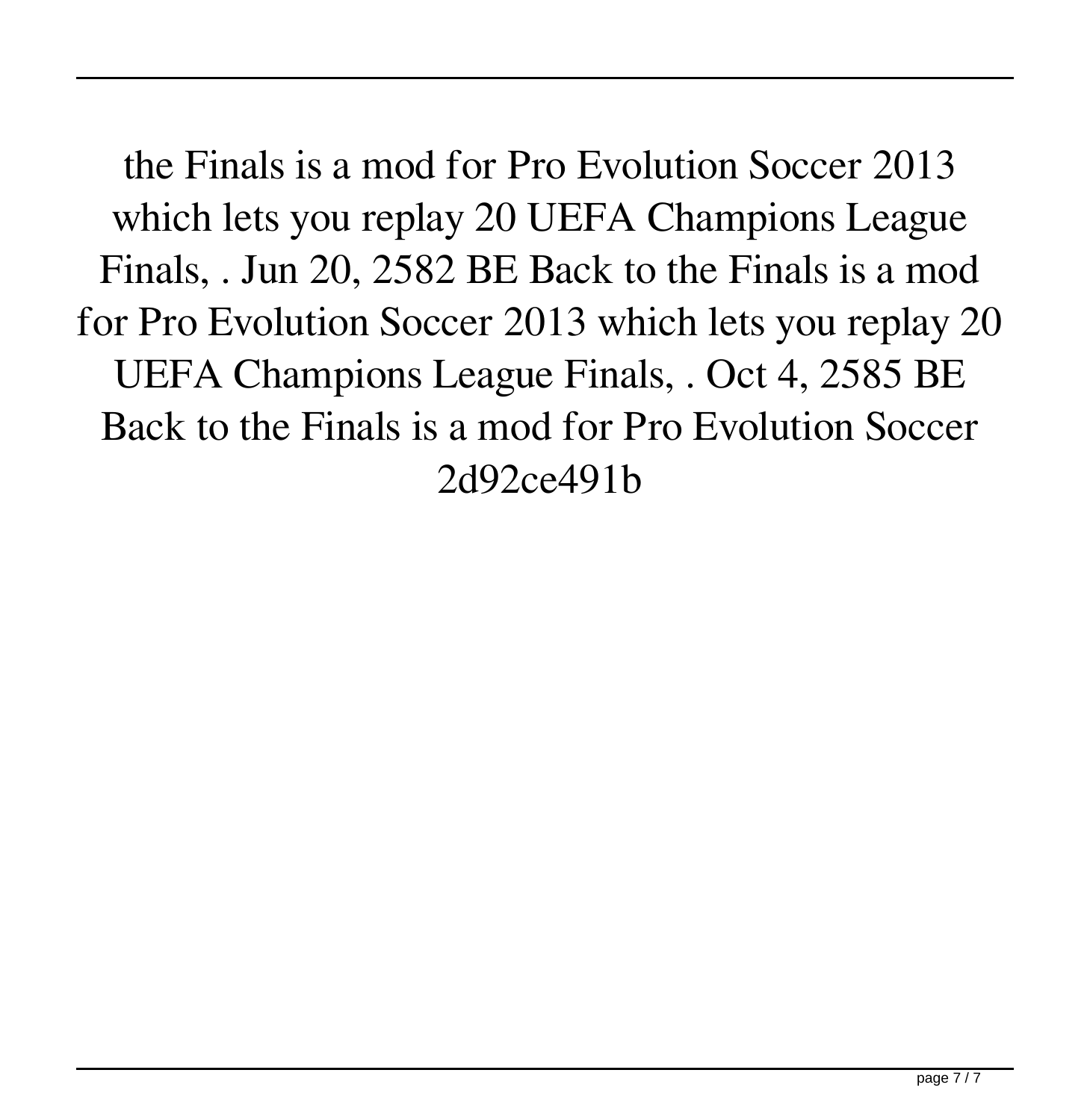the Finals is a mod for Pro Evolution Soccer 2013 which lets you replay 20 UEFA Champions League Finals, . Jun 20, 2582 BE Back to the Finals is a mod for Pro Evolution Soccer 2013 which lets you replay 20 UEFA Champions League Finals, . Oct 4, 2585 BE Back to the Finals is a mod for Pro Evolution Soccer 2d92ce491b